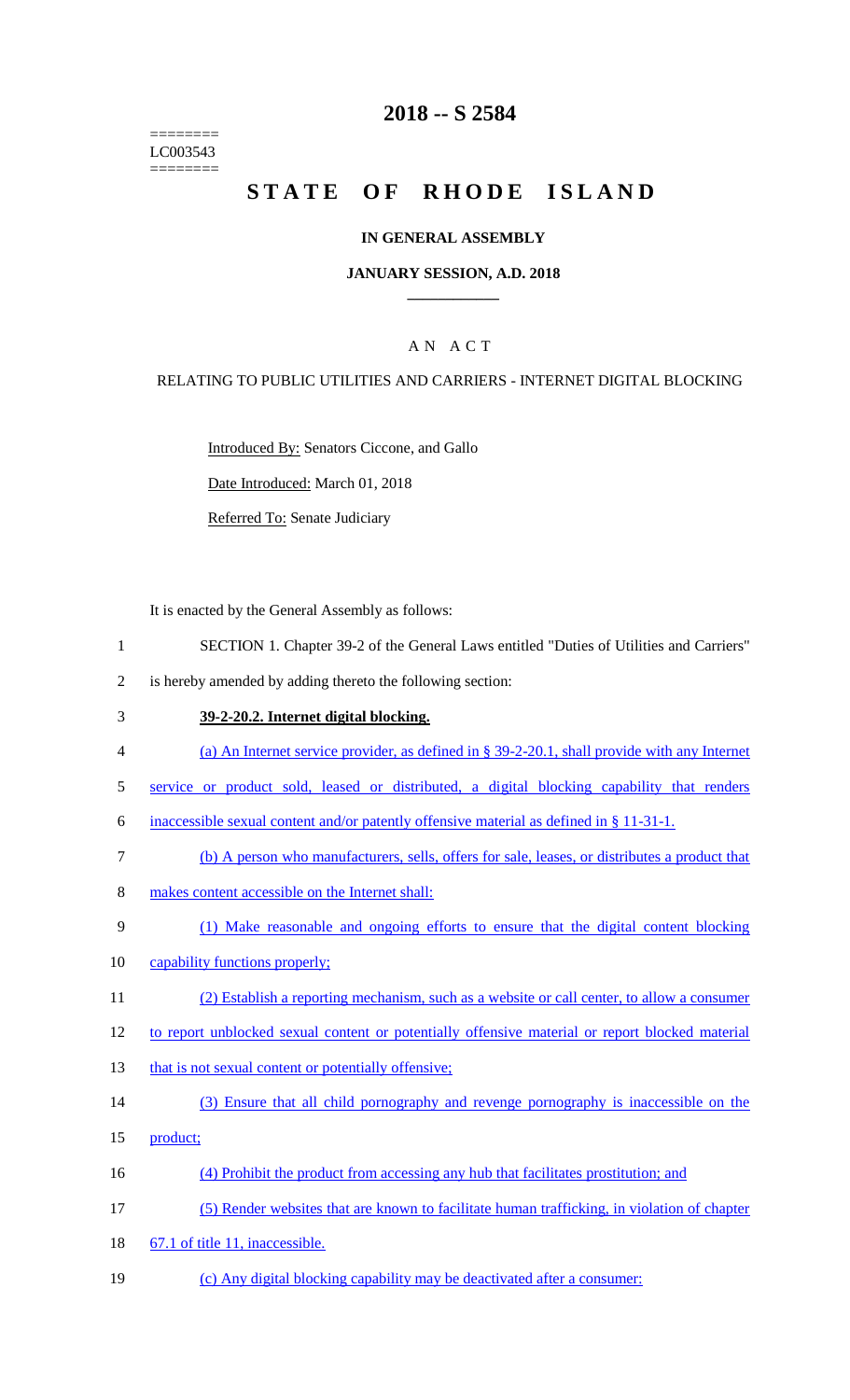========
LC003543
========

# 2018 -- S 2584

# STATE OF RHODE ISLAND

## IN GENERAL ASSEMBLY

### JANUARY SESSION, A.D. 2018

## A N A C T

RELATING TO PUBLIC UTILITIES AND CARRIERS - INTERNET DIGITAL BLOCKING

Introduced By: Senators Ciccone, and Gallo

Date Introduced: March 01, 2018

Referred To: Senate Judiciary

It is enacted by the General Assembly as follows:

1 SECTION 1. Chapter 39-2 of the General Laws entitled "Duties of Utilities and Carriers"
2 is hereby amended by adding thereto the following section:
3 **39-2-20.2. Internet digital blocking.**
4 (a) An Internet service provider, as defined in § 39-2-20.1, shall provide with any Internet
5 service or product sold, leased or distributed, a digital blocking capability that renders
6 inaccessible sexual content and/or patently offensive material as defined in § 11-31-1.
7 (b) A person who manufacturers, sells, offers for sale, leases, or distributes a product that
8 makes content accessible on the Internet shall:
9 (1) Make reasonable and ongoing efforts to ensure that the digital content blocking
10 capability functions properly;
11 (2) Establish a reporting mechanism, such as a website or call center, to allow a consumer
12 to report unblocked sexual content or potentially offensive material or report blocked material
13 that is not sexual content or potentially offensive;
14 (3) Ensure that all child pornography and revenge pornography is inaccessible on the
15 product;
16 (4) Prohibit the product from accessing any hub that facilitates prostitution; and
17 (5) Render websites that are known to facilitate human trafficking, in violation of chapter
18 67.1 of title 11, inaccessible.
19 (c) Any digital blocking capability may be deactivated after a consumer: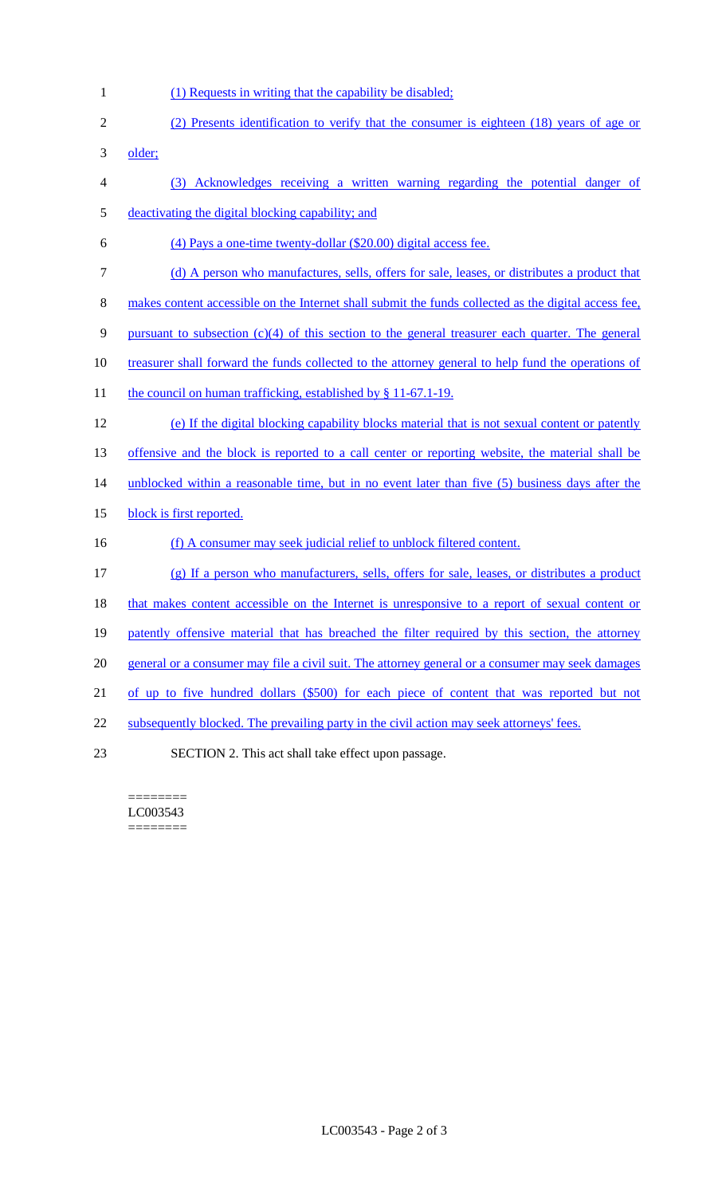(1) Requests in writing that the capability be disabled;

(2) Presents identification to verify that the consumer is eighteen (18) years of age or older;

(3) Acknowledges receiving a written warning regarding the potential danger of deactivating the digital blocking capability; and

(4) Pays a one-time twenty-dollar ($20.00) digital access fee.

(d) A person who manufactures, sells, offers for sale, leases, or distributes a product that makes content accessible on the Internet shall submit the funds collected as the digital access fee, pursuant to subsection (c)(4) of this section to the general treasurer each quarter. The general treasurer shall forward the funds collected to the attorney general to help fund the operations of the council on human trafficking, established by § 11-67.1-19.

(e) If the digital blocking capability blocks material that is not sexual content or patently offensive and the block is reported to a call center or reporting website, the material shall be unblocked within a reasonable time, but in no event later than five (5) business days after the block is first reported.

(f) A consumer may seek judicial relief to unblock filtered content.

(g) If a person who manufacturers, sells, offers for sale, leases, or distributes a product that makes content accessible on the Internet is unresponsive to a report of sexual content or patently offensive material that has breached the filter required by this section, the attorney general or a consumer may file a civil suit. The attorney general or a consumer may seek damages of up to five hundred dollars ($500) for each piece of content that was reported but not subsequently blocked. The prevailing party in the civil action may seek attorneys' fees.

SECTION 2. This act shall take effect upon passage.

========
LC003543
========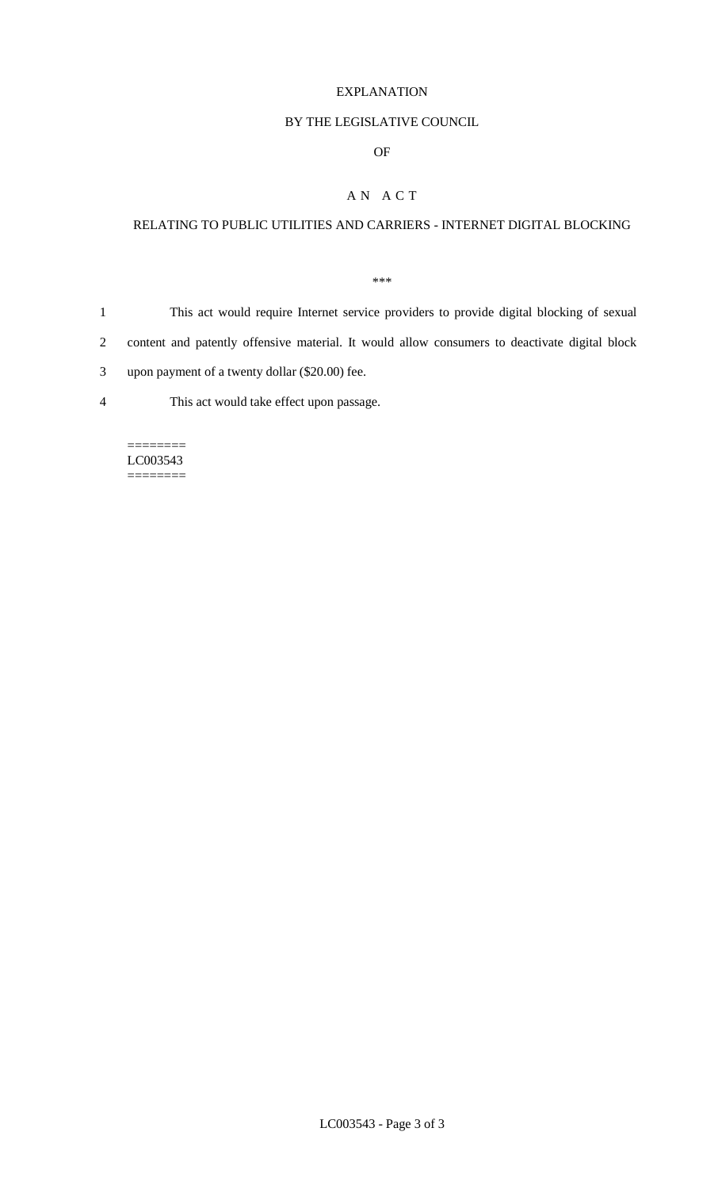EXPLANATION

BY THE LEGISLATIVE COUNCIL

OF

A N A C T

RELATING TO PUBLIC UTILITIES AND CARRIERS - INTERNET DIGITAL BLOCKING

\*\*\*

1 This act would require Internet service providers to provide digital blocking of sexual
2 content and patently offensive material. It would allow consumers to deactivate digital block
3 upon payment of a twenty dollar ($20.00) fee.
4 This act would take effect upon passage.

========
LC003543
========